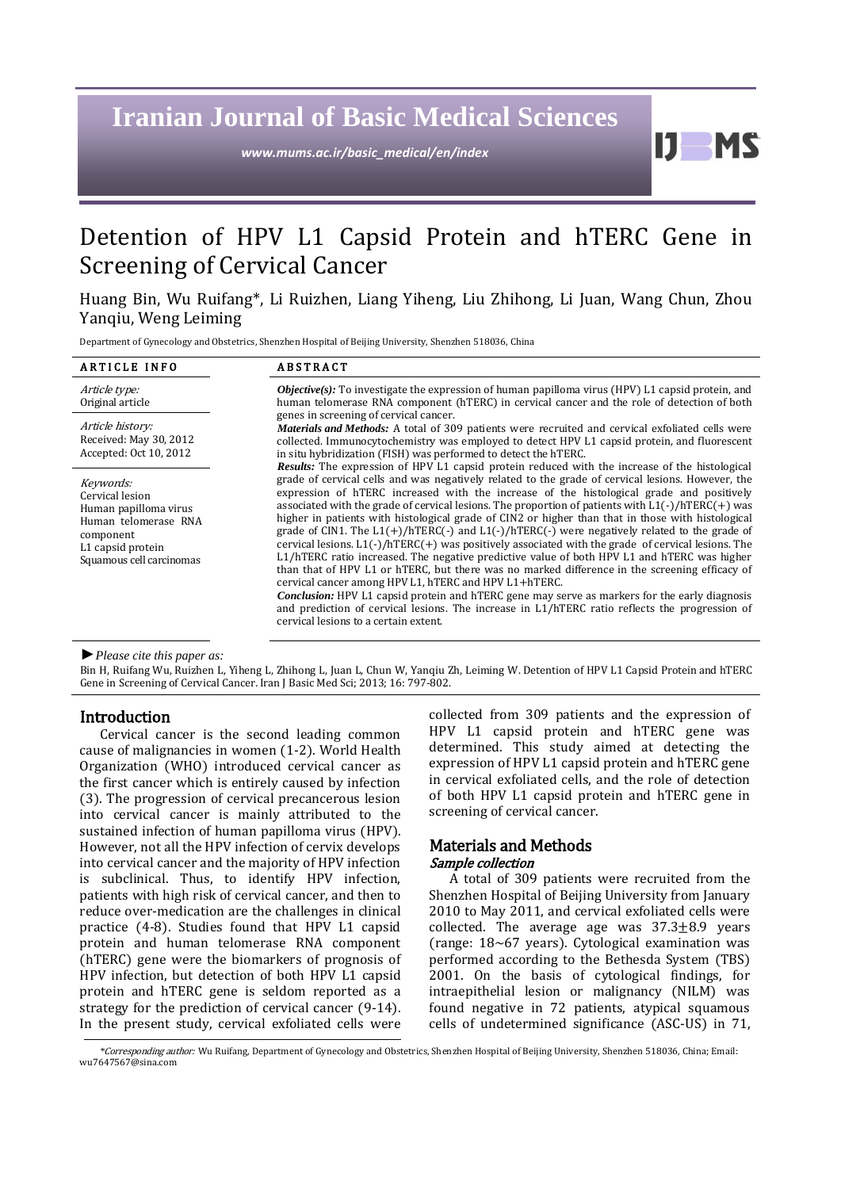# Iranian Journal of Basic Medical Sciences

*www.mums.ac.ir/basic_medical/en/index*

# Detention of HPV L1 Capsid Protein and hTERC Gene in Screening of Cervical Cancer

Huang Bin, Wu Ruifang*, Li Ruizhen, Liang Yiheng, Liu Zhihong, Li Juan, Wang Chun, Zhou Yanqiu, Weng Leiming

Department of Gynecology and Obstetrics, Shenzhen Hospital of Beijing University, Shenzhen 518036, China

**ARTICLE INFO**

*Article type:*
Original article

*Article history:*
Received: May 30, 2012
Accepted: Oct 10, 2012

*Keywords:*
Cervical lesion
Human papilloma virus
Human telomerase RNA component
L1 capsid protein
Squamous cell carcinomas

**ABSTRACT**

***Objective(s):*** To investigate the expression of human papilloma virus (HPV) L1 capsid protein, and human telomerase RNA component (hTERC) in cervical cancer and the role of detection of both genes in screening of cervical cancer.

***Materials and Methods:*** A total of 309 patients were recruited and cervical exfoliated cells were collected. Immunocytochemistry was employed to detect HPV L1 capsid protein, and fluorescent in situ hybridization (FISH) was performed to detect the hTERC.

***Results:*** The expression of HPV L1 capsid protein reduced with the increase of the histological grade of cervical cells and was negatively related to the grade of cervical lesions. However, the expression of hTERC increased with the increase of the histological grade and positively associated with the grade of cervical lesions. The proportion of patients with L1(-)/hTERC(+) was higher in patients with histological grade of CIN2 or higher than that in those with histological grade of CIN1. The L1(+)/hTERC(-) and L1(-)/hTERC(-) were negatively related to the grade of cervical lesions. L1(-)/hTERC(+) was positively associated with the grade of cervical lesions. The L1/hTERC ratio increased. The negative predictive value of both HPV L1 and hTERC was higher than that of HPV L1 or hTERC, but there was no marked difference in the screening efficacy of cervical cancer among HPV L1, hTERC and HPV L1+hTERC.

***Conclusion:*** HPV L1 capsid protein and hTERC gene may serve as markers for the early diagnosis and prediction of cervical lesions. The increase in L1/hTERC ratio reflects the progression of cervical lesions to a certain extent.

►*Please cite this paper as:*

Bin H, Ruifang Wu, Ruizhen L, Yiheng L, Zhihong L, Juan L, Chun W, Yanqiu Zh, Leiming W. Detention of HPV L1 Capsid Protein and hTERC Gene in Screening of Cervical Cancer. Iran J Basic Med Sci; 2013; 16: 797-802.

## Introduction

Cervical cancer is the second leading common cause of malignancies in women (1-2). World Health Organization (WHO) introduced cervical cancer as the first cancer which is entirely caused by infection (3). The progression of cervical precancerous lesion into cervical cancer is mainly attributed to the sustained infection of human papilloma virus (HPV). However, not all the HPV infection of cervix develops into cervical cancer and the majority of HPV infection is subclinical. Thus, to identify HPV infection, patients with high risk of cervical cancer, and then to reduce over-medication are the challenges in clinical practice (4-8). Studies found that HPV L1 capsid protein and human telomerase RNA component (hTERC) gene were the biomarkers of prognosis of HPV infection, but detection of both HPV L1 capsid protein and hTERC gene is seldom reported as a strategy for the prediction of cervical cancer (9-14). In the present study, cervical exfoliated cells were collected from 309 patients and the expression of HPV L1 capsid protein and hTERC gene was determined. This study aimed at detecting the expression of HPV L1 capsid protein and hTERC gene in cervical exfoliated cells, and the role of detection of both HPV L1 capsid protein and hTERC gene in screening of cervical cancer.

## Materials and Methods

### Sample collection

A total of 309 patients were recruited from the Shenzhen Hospital of Beijing University from January 2010 to May 2011, and cervical exfoliated cells were collected. The average age was 37.3±8.9 years (range: 18~67 years). Cytological examination was performed according to the Bethesda System (TBS) 2001. On the basis of cytological findings, for intraepithelial lesion or malignancy (NILM) was found negative in 72 patients, atypical squamous cells of undetermined significance (ASC-US) in 71,

*Corresponding author:* Wu Ruifang, Department of Gynecology and Obstetrics, Shenzhen Hospital of Beijing University, Shenzhen 518036, China; Email: wu7647567@sina.com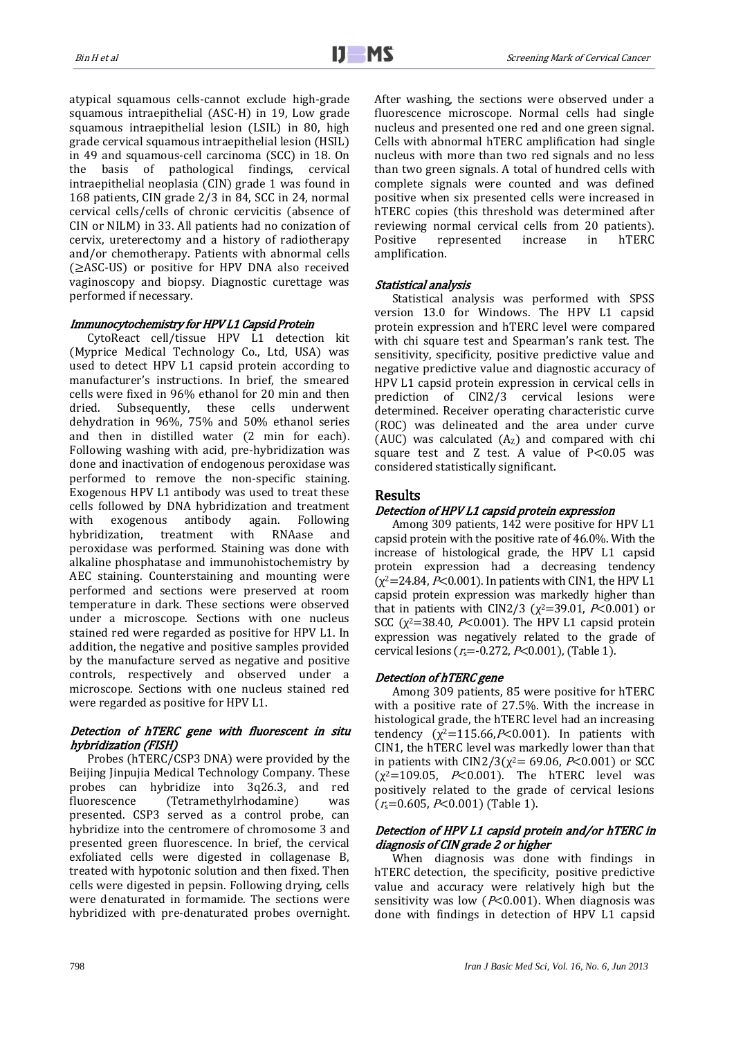atypical squamous cells-cannot exclude high-grade squamous intraepithelial (ASC-H) in 19, Low grade squamous intraepithelial lesion (LSIL) in 80, high grade cervical squamous intraepithelial lesion (HSIL) in 49 and squamous-cell carcinoma (SCC) in 18. On the basis of pathological findings, cervical intraepithelial neoplasia (CIN) grade 1 was found in 168 patients, CIN grade 2/3 in 84, SCC in 24, normal cervical cells/cells of chronic cervicitis (absence of CIN or NILM) in 33. All patients had no conization of cervix, ureterectomy and a history of radiotherapy and/or chemotherapy. Patients with abnormal cells (≥ASC-US) or positive for HPV DNA also received vaginoscopy and biopsy. Diagnostic curettage was performed if necessary.

#### *Immunocytochemistry for HPV L1 Capsid Protein*

CytoReact cell/tissue HPV L1 detection kit (Myprice Medical Technology Co., Ltd, USA) was used to detect HPV L1 capsid protein according to manufacturer's instructions. In brief, the smeared cells were fixed in 96% ethanol for 20 min and then dried. Subsequently, these cells underwent dehydration in 96%, 75% and 50% ethanol series and then in distilled water (2 min for each). Following washing with acid, pre-hybridization was done and inactivation of endogenous peroxidase was performed to remove the non-specific staining. Exogenous HPV L1 antibody was used to treat these cells followed by DNA hybridization and treatment with exogenous antibody again. Following hybridization, treatment with RNAase and peroxidase was performed. Staining was done with alkaline phosphatase and immunohistochemistry by AEC staining. Counterstaining and mounting were performed and sections were preserved at room temperature in dark. These sections were observed under a microscope. Sections with one nucleus stained red were regarded as positive for HPV L1. In addition, the negative and positive samples provided by the manufacture served as negative and positive controls, respectively and observed under a microscope. Sections with one nucleus stained red were regarded as positive for HPV L1.

#### *Detection of hTERC gene with fluorescent in situ hybridization (FISH)*

Probes (hTERC/CSP3 DNA) were provided by the Beijing Jinpujia Medical Technology Company. These probes can hybridize into 3q26.3, and red fluorescence (Tetramethylrhodamine) was presented. CSP3 served as a control probe, can hybridize into the centromere of chromosome 3 and presented green fluorescence. In brief, the cervical exfoliated cells were digested in collagenase B, treated with hypotonic solution and then fixed. Then cells were digested in pepsin. Following drying, cells were denaturated in formamide. The sections were hybridized with pre-denaturated probes overnight. After washing, the sections were observed under a fluorescence microscope. Normal cells had single nucleus and presented one red and one green signal. Cells with abnormal hTERC amplification had single nucleus with more than two red signals and no less than two green signals. A total of hundred cells with complete signals were counted and was defined positive when six presented cells were increased in hTERC copies (this threshold was determined after reviewing normal cervical cells from 20 patients). Positive represented increase in hTERC amplification.

#### *Statistical analysis*

Statistical analysis was performed with SPSS version 13.0 for Windows. The HPV L1 capsid protein expression and hTERC level were compared with chi square test and Spearman's rank test. The sensitivity, specificity, positive predictive value and negative predictive value and diagnostic accuracy of HPV L1 capsid protein expression in cervical cells in prediction of CIN2/3 cervical lesions were determined. Receiver operating characteristic curve (ROC) was delineated and the area under curve (AUC) was calculated ($A_Z$) and compared with chi square test and Z test. A value of P<0.05 was considered statistically significant.

## Results

#### *Detection of HPV L1 capsid protein expression*

Among 309 patients, 142 were positive for HPV L1 capsid protein with the positive rate of 46.0%. With the increase of histological grade, the HPV L1 capsid protein expression had a decreasing tendency ($\chi^2$=24.84, *P*<0.001). In patients with CIN1, the HPV L1 capsid protein expression was markedly higher than that in patients with CIN2/3 ($\chi^2$=39.01, *P*<0.001) or SCC ($\chi^2$=38.40, *P*<0.001). The HPV L1 capsid protein expression was negatively related to the grade of cervical lesions ($r_s$=-0.272, *P*<0.001), (Table 1).

#### *Detection of hTERC gene*

Among 309 patients, 85 were positive for hTERC with a positive rate of 27.5%. With the increase in histological grade, the hTERC level had an increasing tendency ($\chi^2$=115.66, *P*<0.001). In patients with CIN1, the hTERC level was markedly lower than that in patients with CIN2/3($\chi^2$= 69.06, *P*<0.001) or SCC ($\chi^2$=109.05, *P*<0.001). The hTERC level was positively related to the grade of cervical lesions ($r_s$=0.605, *P*<0.001) (Table 1).

#### *Detection of HPV L1 capsid protein and/or hTERC in diagnosis of CIN grade 2 or higher*

When diagnosis was done with findings in hTERC detection, the specificity, positive predictive value and accuracy were relatively high but the sensitivity was low (*P*<0.001). When diagnosis was done with findings in detection of HPV L1 capsid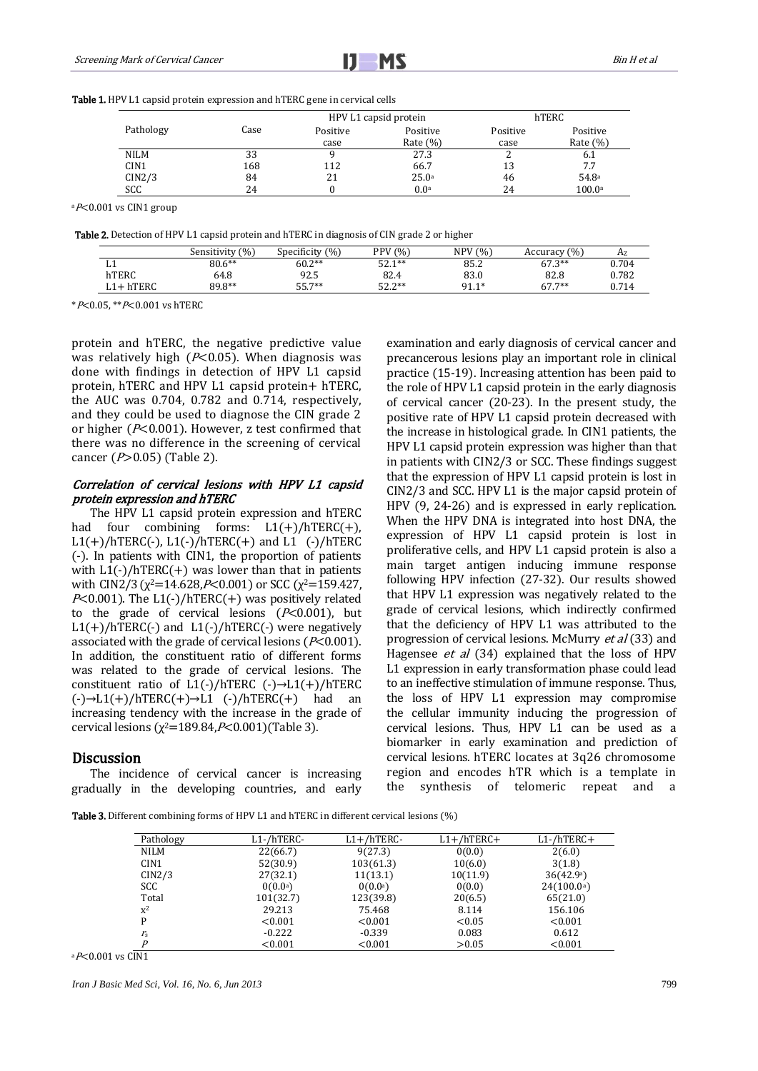**Table 1.** HPV L1 capsid protein expression and hTERC gene in cervical cells

| Pathology | Case | HPV L1 capsid protein | | hTERC | |
|---|---|---|---|---|---|
| | | Positive case | Positive Rate (%) | Positive case | Positive Rate (%) |
| NILM | 33 | 9 | 27.3 | 2 | 6.1 |
| CIN1 | 168 | 112 | 66.7 | 13 | 7.7 |
| CIN2/3 | 84 | 21 | 25.0[a] | 46 | 54.8[a] |
| SCC | 24 | 0 | 0.0[a] | 24 | 100.0[a] |

[a]$P<0.001$ vs CIN1 group

**Table 2.** Detection of HPV L1 capsid protein and hTERC in diagnosis of CIN grade 2 or higher

| | Sensitivity (%) | Specificity (%) | PPV (%) | NPV (%) | Accuracy (%) | $A_z$ |
|---|---|---|---|---|---|---|
| L1 | 80.6** | 60.2** | 52.1** | 85.2 | 67.3** | 0.704 |
| hTERC | 64.8 | 92.5 | 82.4 | 83.0 | 82.8 | 0.782 |
| L1+ hTERC | 89.8** | 55.7** | 52.2** | 91.1* | 67.7** | 0.714 |

\* $P<0.05$, ** $P<0.001$ vs hTERC

protein and hTERC, the negative predictive value was relatively high ($P<0.05$). When diagnosis was done with findings in detection of HPV L1 capsid protein, hTERC and HPV L1 capsid protein+ hTERC, the AUC was 0.704, 0.782 and 0.714, respectively, and they could be used to diagnose the CIN grade 2 or higher ($P<0.001$). However, z test confirmed that there was no difference in the screening of cervical cancer ($P>0.05$) (Table 2).

### *Correlation of cervical lesions with HPV L1 capsid protein expression and hTERC*

The HPV L1 capsid protein expression and hTERC had four combining forms: L1(+)/hTERC(+), L1(+)/hTERC(-), L1(-)/hTERC(+) and L1 (-)/hTERC (-). In patients with CIN1, the proportion of patients with L1(-)/hTERC(+) was lower than that in patients with CIN2/3 ($\chi^2$=14.628,$P<0.001$) or SCC ($\chi^2$=159.427, $P<0.001$). The L1(-)/hTERC(+) was positively related to the grade of cervical lesions ($P<0.001$), but L1(+)/hTERC(-) and L1(-)/hTERC(-) were negatively associated with the grade of cervical lesions ($P<0.001$). In addition, the constituent ratio of different forms was related to the grade of cervical lesions. The constituent ratio of L1(-)/hTERC (-)→L1(+)/hTERC (-)→L1(+)/hTERC(+)→L1 (-)/hTERC(+) had an increasing tendency with the increase in the grade of cervical lesions ($\chi^2$=189.84,$P<0.001$)(Table 3).

## Discussion

The incidence of cervical cancer is increasing gradually in the developing countries, and early examination and early diagnosis of cervical cancer and precancerous lesions play an important role in clinical practice (15-19). Increasing attention has been paid to the role of HPV L1 capsid protein in the early diagnosis of cervical cancer (20-23). In the present study, the positive rate of HPV L1 capsid protein decreased with the increase in histological grade. In CIN1 patients, the HPV L1 capsid protein expression was higher than that in patients with CIN2/3 or SCC. These findings suggest that the expression of HPV L1 capsid protein is lost in CIN2/3 and SCC. HPV L1 is the major capsid protein of HPV (9, 24-26) and is expressed in early replication. When the HPV DNA is integrated into host DNA, the expression of HPV L1 capsid protein is lost in proliferative cells, and HPV L1 capsid protein is also a main target antigen inducing immune response following HPV infection (27-32). Our results showed that HPV L1 expression was negatively related to the grade of cervical lesions, which indirectly confirmed that the deficiency of HPV L1 was attributed to the progression of cervical lesions. McMurry *et al* (33) and Hagensee *et al* (34) explained that the loss of HPV L1 expression in early transformation phase could lead to an ineffective stimulation of immune response. Thus, the loss of HPV L1 expression may compromise the cellular immunity inducing the progression of cervical lesions. Thus, HPV L1 can be used as a biomarker in early examination and prediction of cervical lesions. hTERC locates at 3q26 chromosome region and encodes hTR which is a template in the synthesis of telomeric repeat and a

**Table 3.** Different combining forms of HPV L1 and hTERC in different cervical lesions (%)

| Pathology | L1-/hTERC- | L1+/hTERC- | L1+/hTERC+ | L1-/hTERC+ |
|---|---|---|---|---|
| NILM | 22(66.7) | 9(27.3) | 0(0.0) | 2(6.0) |
| CIN1 | 52(30.9) | 103(61.3) | 10(6.0) | 3(1.8) |
| CIN2/3 | 27(32.1) | 11(13.1) | 10(11.9) | 36(42.9[a]) |
| SCC | 0(0.0[a]) | 0(0.0[a]) | 0(0.0) | 24(100.0[a]) |
| Total | 101(32.7) | 123(39.8) | 20(6.5) | 65(21.0) |
| $\chi^2$ | 29.213 | 75.468 | 8.114 | 156.106 |
| P | <0.001 | <0.001 | <0.05 | <0.001 |
| $r_s$ | -0.222 | -0.339 | 0.083 | 0.612 |
| $P$ | <0.001 | <0.001 | >0.05 | <0.001 |

[a]$P<0.001$ vs CIN1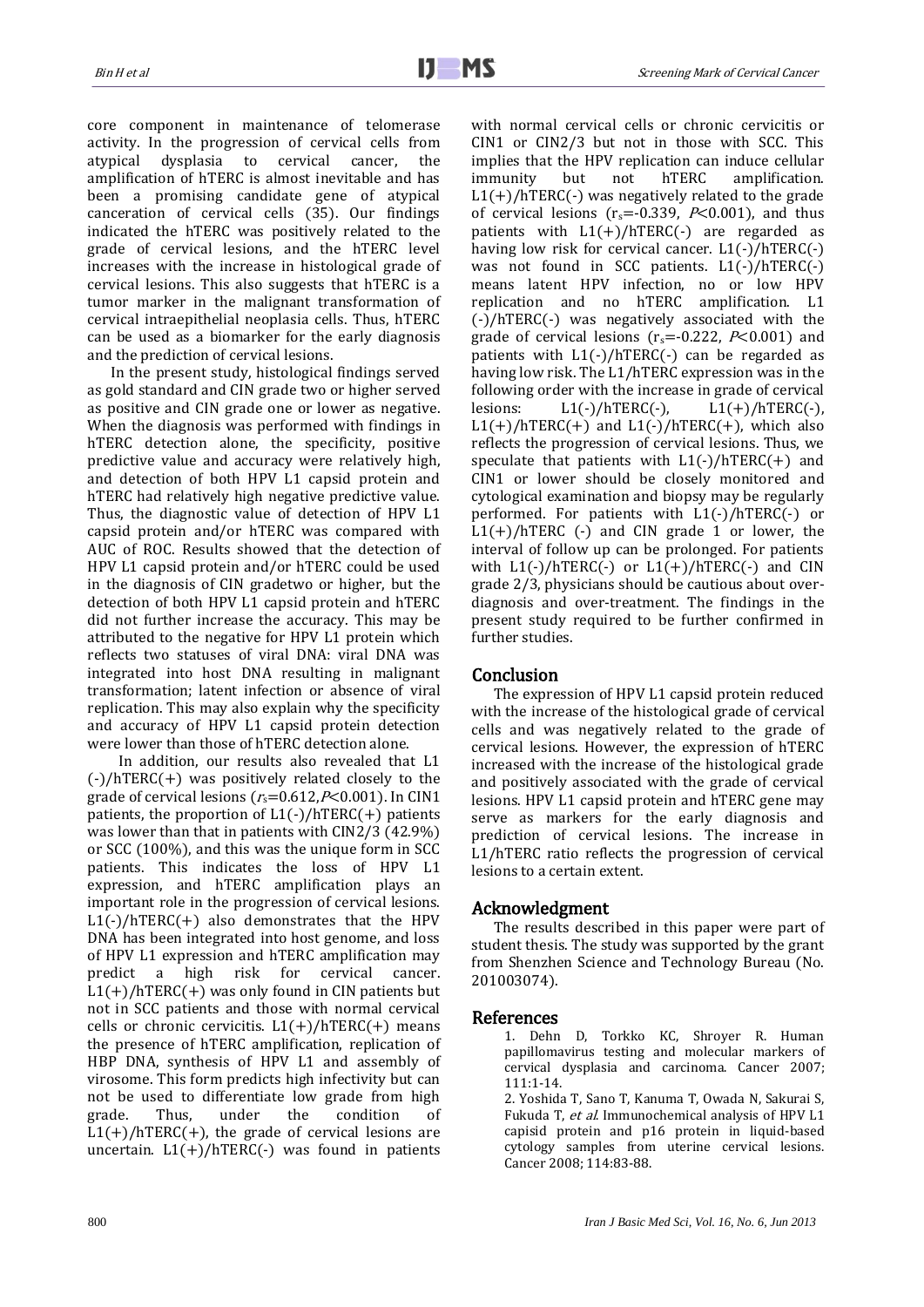core component in maintenance of telomerase activity. In the progression of cervical cells from atypical dysplasia to cervical cancer, the amplification of hTERC is almost inevitable and has been a promising candidate gene of atypical canceration of cervical cells (35). Our findings indicated the hTERC was positively related to the grade of cervical lesions, and the hTERC level increases with the increase in histological grade of cervical lesions. This also suggests that hTERC is a tumor marker in the malignant transformation of cervical intraepithelial neoplasia cells. Thus, hTERC can be used as a biomarker for the early diagnosis and the prediction of cervical lesions.

In the present study, histological findings served as gold standard and CIN grade two or higher served as positive and CIN grade one or lower as negative. When the diagnosis was performed with findings in hTERC detection alone, the specificity, positive predictive value and accuracy were relatively high, and detection of both HPV L1 capsid protein and hTERC had relatively high negative predictive value. Thus, the diagnostic value of detection of HPV L1 capsid protein and/or hTERC was compared with AUC of ROC. Results showed that the detection of HPV L1 capsid protein and/or hTERC could be used in the diagnosis of CIN gradetwo or higher, but the detection of both HPV L1 capsid protein and hTERC did not further increase the accuracy. This may be attributed to the negative for HPV L1 protein which reflects two statuses of viral DNA: viral DNA was integrated into host DNA resulting in malignant transformation; latent infection or absence of viral replication. This may also explain why the specificity and accuracy of HPV L1 capsid protein detection were lower than those of hTERC detection alone.

In addition, our results also revealed that L1 (-)/hTERC(+) was positively related closely to the grade of cervical lesions ($r_s$=0.612, $P$<0.001). In CIN1 patients, the proportion of L1(-)/hTERC(+) patients was lower than that in patients with CIN2/3 (42.9%) or SCC (100%), and this was the unique form in SCC patients. This indicates the loss of HPV L1 expression, and hTERC amplification plays an important role in the progression of cervical lesions. L1(-)/hTERC(+) also demonstrates that the HPV DNA has been integrated into host genome, and loss of HPV L1 expression and hTERC amplification may predict a high risk for cervical cancer. L1(+)/hTERC(+) was only found in CIN patients but not in SCC patients and those with normal cervical cells or chronic cervicitis. L1(+)/hTERC(+) means the presence of hTERC amplification, replication of HBP DNA, synthesis of HPV L1 and assembly of virosome. This form predicts high infectivity but can not be used to differentiate low grade from high grade. Thus, under the condition of L1(+)/hTERC(+), the grade of cervical lesions are uncertain. L1(+)/hTERC(-) was found in patients with normal cervical cells or chronic cervicitis or CIN1 or CIN2/3 but not in those with SCC. This implies that the HPV replication can induce cellular immunity but not hTERC amplification. L1(+)/hTERC(-) was negatively related to the grade of cervical lesions ($r_s$=-0.339, $P$<0.001), and thus patients with L1(+)/hTERC(-) are regarded as having low risk for cervical cancer. L1(-)/hTERC(-) was not found in SCC patients. L1(-)/hTERC(-) means latent HPV infection, no or low HPV replication and no hTERC amplification. L1 (-)/hTERC(-) was negatively associated with the grade of cervical lesions ($r_s$=-0.222, $P$<0.001) and patients with L1(-)/hTERC(-) can be regarded as having low risk. The L1/hTERC expression was in the following order with the increase in grade of cervical lesions: L1(-)/hTERC(-), L1(+)/hTERC(-), L1(+)/hTERC(+) and L1(-)/hTERC(+), which also reflects the progression of cervical lesions. Thus, we speculate that patients with L1(-)/hTERC(+) and CIN1 or lower should be closely monitored and cytological examination and biopsy may be regularly performed. For patients with L1(-)/hTERC(-) or L1(+)/hTERC (-) and CIN grade 1 or lower, the interval of follow up can be prolonged. For patients with L1(-)/hTERC(-) or L1(+)/hTERC(-) and CIN grade 2/3, physicians should be cautious about over-diagnosis and over-treatment. The findings in the present study required to be further confirmed in further studies.

## Conclusion

The expression of HPV L1 capsid protein reduced with the increase of the histological grade of cervical cells and was negatively related to the grade of cervical lesions. However, the expression of hTERC increased with the increase of the histological grade and positively associated with the grade of cervical lesions. HPV L1 capsid protein and hTERC gene may serve as markers for the early diagnosis and prediction of cervical lesions. The increase in L1/hTERC ratio reflects the progression of cervical lesions to a certain extent.

## Acknowledgment

The results described in this paper were part of student thesis. The study was supported by the grant from Shenzhen Science and Technology Bureau (No. 201003074).

## References

1. Dehn D, Torkko KC, Shroyer R. Human papillomavirus testing and molecular markers of cervical dysplasia and carcinoma. Cancer 2007; 111:1-14.
2. Yoshida T, Sano T, Kanuma T, Owada N, Sakurai S, Fukuda T, *et al*. Immunochemical analysis of HPV L1 capisid protein and p16 protein in liquid-based cytology samples from uterine cervical lesions. Cancer 2008; 114:83-88.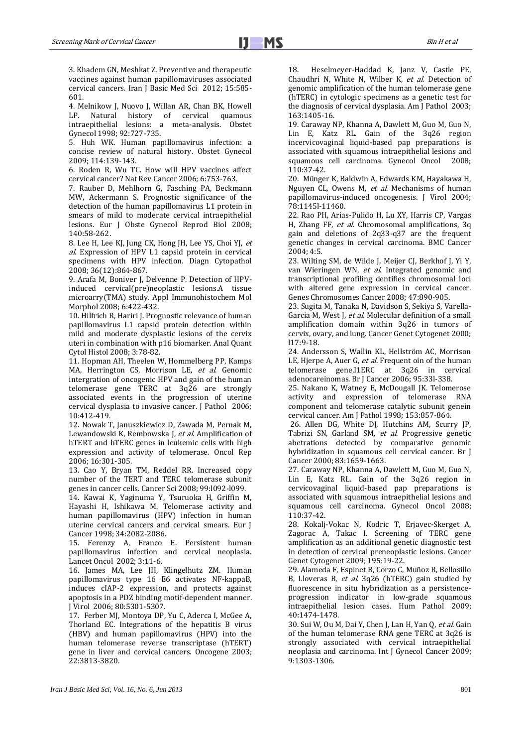3. Khadem GN, Meshkat Z. Preventive and therapeutic vaccines against human papillomaviruses associated cervical cancers. Iran J Basic Med Sci 2012; 15:585-601.

4. Melnikow J, Nuovo J, Willan AR, Chan BK, Howell LP. Natural history of cervical quamous intraepithelial lesions: a meta-analysis. Obstet Gynecol 1998; 92:727-735.

5. Huh WK. Human papillomavirus infection: a concise review of natural history. Obstet Gynecol 2009; 114:139-143.

6. Roden R, Wu TC. How will HPV vaccines affect cervical cancer? Nat Rev Cancer 2006; 6:753-763.

7. Rauber D, Mehlhorn G, Fasching PA, Beckmann MW, Ackermann S. Prognostic significance of the detection of the human papillomavirus L1 protein in smears of mild to moderate cervical intraepithelial lesions. Eur J Obste Gynecol Reprod Biol 2008; 140:58-262.

8. Lee H, Lee KJ, Jung CK, Hong JH, Lee YS, Choi YJ, *et al.* Expression of HPV L1 capsid protein in cervical specimens with HPV infection. Diagn Cytopathol 2008; 36(12):864-867.

9. Arafa M, Boniver J, Delvenne P. Detection of HPV-induced cervical(pre)neoplastic lesions.A tissue microarry(TMA) study. Appl Immunohistochem Mol Morphol 2008; 6:422-432.

10. Hilfrich R, Hariri J. Prognostic relevance of human papillomavirus L1 capsid protein detection within mild and moderate dysplastic lesions of the cervix uteri in combination with p16 biomarker. Anal Quant Cytol Histol 2008; 3:78-82.

11. Hopman AH, Theelen W, Hommelberg PP, Kamps MA, Herrington CS, Morrison LE, *et al.* Genomic intergration of oncogenic HPV and gain of the human telomerase gene TERC at 3q26 are strongly associated events in the progression of uterine cervical dysplasia to invasive cancer. J Pathol 2006; 10:412-419.

12. Nowak T, Januszkiewicz D, Zawada M, Pernak M, Lewandowski K, Rembowska J, *et al.* Amplification of hTERT and hTERC genes in leukemic cells with high expression and activity of telomerase. Oncol Rep 2006; 16:301-305.

13. Cao Y, Bryan TM, Reddel RR. Increased copy number of the TERT and TERC telomerase subunit genes in cancer cells. Cancer Sci 2008; 99:l092-l099.

14. Kawai K, Yaginuma Y, Tsuruoka H, Griffin M, Hayashi H, Ishikawa M. Telomerase activity and human papillomavirus (HPV) infection in human uterine cervical cancers and cervical smears. Eur J Cancer 1998; 34:2082-2086.

15. Ferenzy A, Franco E. Persistent human papillomavirus infection and cervical neoplasia. Lancet Oncol 2002; 3:11-6.

16. James MA, Lee JH, Klingelhutz ZM. Human papillomavirus type 16 E6 activates NF-kappaB, induces cIAP-2 expression, and protects against apoptosis in a PDZ binding motif-dependent manner. J Virol 2006; 80:5301-5307.

17. Ferber MJ, Montoya DP, Yu C, Aderca I, McGee A, Thorland EC. Integrations of the hepatitis B virus (HBV) and human papillomavirus (HPV) into the human telomerase reverse transcriptase (hTERT) gene in liver and cervical cancers. Oncogene 2003; 22:3813-3820.

18. Heselmeyer-Haddad K, Janz V, Castle PE, Chaudhri N, White N, Wilber K, *et al.* Detection of genomic amplification of the human telomerase gene (hTERC) in cytologic specimens as a genetic test for the diagnosis of cervical dysplasia. Am J Pathol 2003; 163:1405-16.

19. Caraway NP, Khanna A, Dawlett M, Guo M, Guo N, Lin E, Katz RL. Gain of the 3q26 region incervicovaginal liquid-based pap preparations is associated with squamous intraepithelial lesions and squamous cell carcinoma. Gynecol Oncol 2008; 110:37-42.

20. Münger K, Baldwin A, Edwards KM, Hayakawa H, Nguyen CL, Owens M, *et al.* Mechanisms of human papillomavirus-induced oncogenesis. J Virol 2004; 78:11451-11460.

22. Rao PH, Arias-Pulido H, Lu XY, Harris CP, Vargas H, Zhang FF, *et al.* Chromosomal amplifications, 3q gain and deletions of 2q33-q37 are the frequent genetic changes in cervical carcinoma. BMC Cancer 2004; 4:5.

23. Wilting SM, de Wilde J, Meijer CJ, Berkhof J, Yi Y, van Wieringen WN, *et al.* Integrated genomic and transcriptional profiling dentifies chromosomal loci with altered gene expression in cervical cancer. Genes Chromosomes Cancer 2008; 47:890-905.

23. Sugita M, Tanaka N, Davidson S, Sekiya S, Varella-Garcia M, West J, *et al.* Molecular definition of a small amplification domain within 3q26 in tumors of cervix, ovary, and lung. Cancer Genet Cytogenet 2000; l17:9-18.

24. Andersson S, Wallin KL, Hellström AC, Morrison LE, Hjerpe A, Auer G, *et al.* Frequent oin of the human telomerase gene,I1ERC at 3q26 in cervical adenocareinomas. Br J Cancer 2006; 95:33l-338.

25. Nakano K, Watney E, McDougall JK. Telomerose activity and expression of telomerase RNA component and telomerase catalytic subunit genein cervical cancer. Am J Pathol 1998; 153:857-864.

26. Allen DG, White DJ, Hutchins AM, Scurry JP, Tabrizi SN, Garland SM, *et al.* Progressive genetic abetrations detected by comparative genomic hybridization in squamous cell cervical cancer. Br J Cancer 2000; 83:1659-1663.

27. Caraway NP, Khanna A, Dawlett M, Guo M, Guo N, Lin E, Katz RL. Gain of the 3q26 region in cervicovaginal liquid-based pap preparations is associated with squamous intraepithelial lesions and squamous cell carcinoma. Gynecol Oncol 2008; 110:37-42.

28. Kokalj-Vokac N, Kodric T, Erjavec-Skerget A, Zagorac A, Takac I. Screening of TERC gene amplification as an additional genetic diagnostic test in detection of cervical preneoplastic lesions. Cancer Genet Cytogenet 2009; 195:19-22.

29. Alameda F, Espinet B, Corzo C, Muñoz R, Bellosillo B, Lloveras B, *et al.* 3q26 (hTERC) gain studied by fluorescence in situ hybridization as a persistence-progression indicator in low-grade squamous intraepithelial lesion cases. Hum Pathol 2009; 40:1474-1478.

30. Sui W, Ou M, Dai Y, Chen J, Lan H, Yan Q, *et al.* Gain of the human telomerase RNA gene TERC at 3q26 is strongly associated with cervical intraepithelial neoplasia and carcinoma. Int J Gynecol Cancer 2009; 9:1303-1306.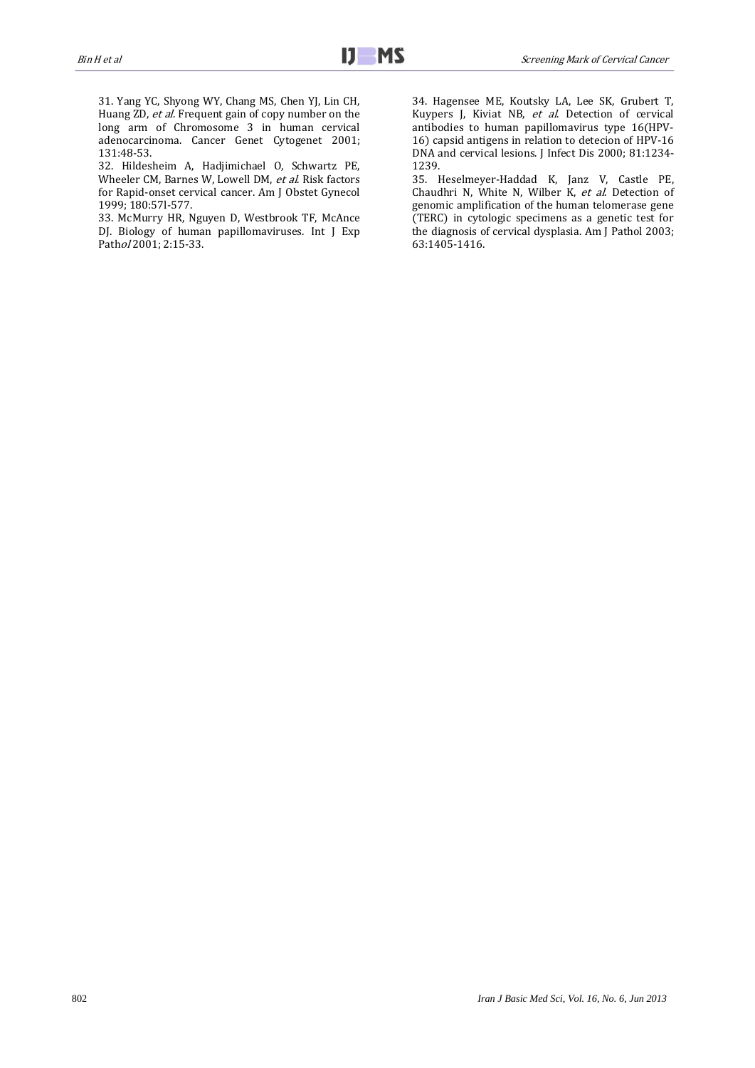31. Yang YC, Shyong WY, Chang MS, Chen YJ, Lin CH, Huang ZD, *et al*. Frequent gain of copy number on the long arm of Chromosome 3 in human cervical adenocarcinoma. Cancer Genet Cytogenet 2001; 131:48-53.

32. Hildesheim A, Hadjimichael O, Schwartz PE, Wheeler CM, Barnes W, Lowell DM, *et al*. Risk factors for Rapid-onset cervical cancer. Am J Obstet Gynecol 1999; 180:57l-577.

33. McMurry HR, Nguyen D, Westbrook TF, McAnce DJ. Biology of human papillomaviruses. Int J Exp Path*ol* 2001; 2:15-33.

34. Hagensee ME, Koutsky LA, Lee SK, Grubert T, Kuypers J, Kiviat NB, *et al*. Detection of cervical antibodies to human papillomavirus type 16(HPV-16) capsid antigens in relation to detecion of HPV-16 DNA and cervical lesions. J Infect Dis 2000; 81:1234-1239.

35. Heselmeyer-Haddad K, Janz V, Castle PE, Chaudhri N, White N, Wilber K, *et al*. Detection of genomic amplification of the human telomerase gene (TERC) in cytologic specimens as a genetic test for the diagnosis of cervical dysplasia. Am J Pathol 2003; 63:1405-1416.